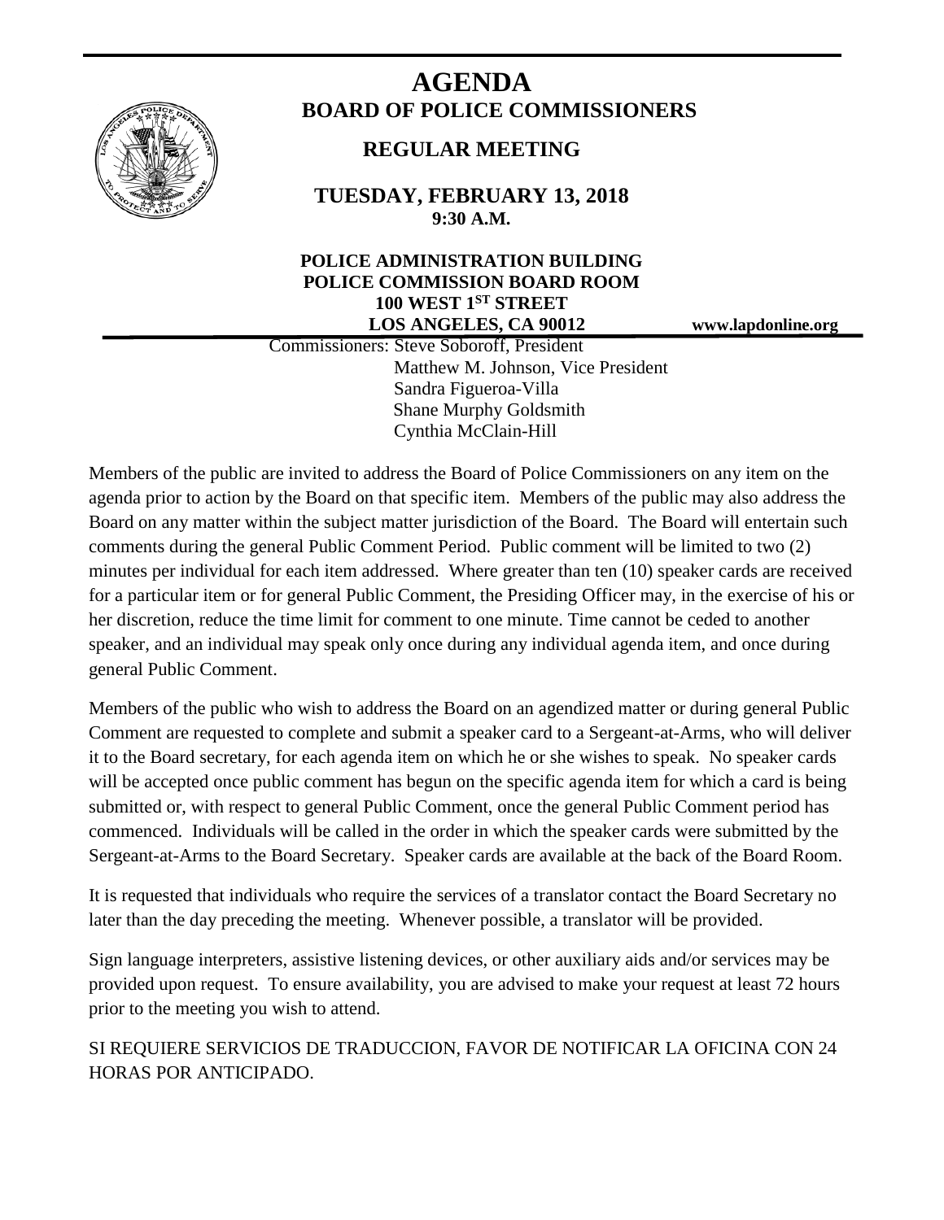# AGENDA

## BOARD OF POLICE COMMISSIONERS

### REGULAR MEETING

**TUESDAY, FEBRUARY 13, 2018**
**9:30 A.M.**

**POLICE ADMINISTRATION BUILDING**
**POLICE COMMISSION BOARD ROOM**
**100 WEST 1ST STREET**
**LOS ANGELES, CA 90012**

**www.lapdonline.org**

Commissioners: Steve Soboroff, President
Matthew M. Johnson, Vice President
Sandra Figueroa-Villa
Shane Murphy Goldsmith
Cynthia McClain-Hill

Members of the public are invited to address the Board of Police Commissioners on any item on the agenda prior to action by the Board on that specific item. Members of the public may also address the Board on any matter within the subject matter jurisdiction of the Board. The Board will entertain such comments during the general Public Comment Period. Public comment will be limited to two (2) minutes per individual for each item addressed. Where greater than ten (10) speaker cards are received for a particular item or for general Public Comment, the Presiding Officer may, in the exercise of his or her discretion, reduce the time limit for comment to one minute. Time cannot be ceded to another speaker, and an individual may speak only once during any individual agenda item, and once during general Public Comment.

Members of the public who wish to address the Board on an agendized matter or during general Public Comment are requested to complete and submit a speaker card to a Sergeant-at-Arms, who will deliver it to the Board secretary, for each agenda item on which he or she wishes to speak. No speaker cards will be accepted once public comment has begun on the specific agenda item for which a card is being submitted or, with respect to general Public Comment, once the general Public Comment period has commenced. Individuals will be called in the order in which the speaker cards were submitted by the Sergeant-at-Arms to the Board Secretary. Speaker cards are available at the back of the Board Room.

It is requested that individuals who require the services of a translator contact the Board Secretary no later than the day preceding the meeting. Whenever possible, a translator will be provided.

Sign language interpreters, assistive listening devices, or other auxiliary aids and/or services may be provided upon request. To ensure availability, you are advised to make your request at least 72 hours prior to the meeting you wish to attend.

SI REQUIERE SERVICIOS DE TRADUCCION, FAVOR DE NOTIFICAR LA OFICINA CON 24 HORAS POR ANTICIPADO.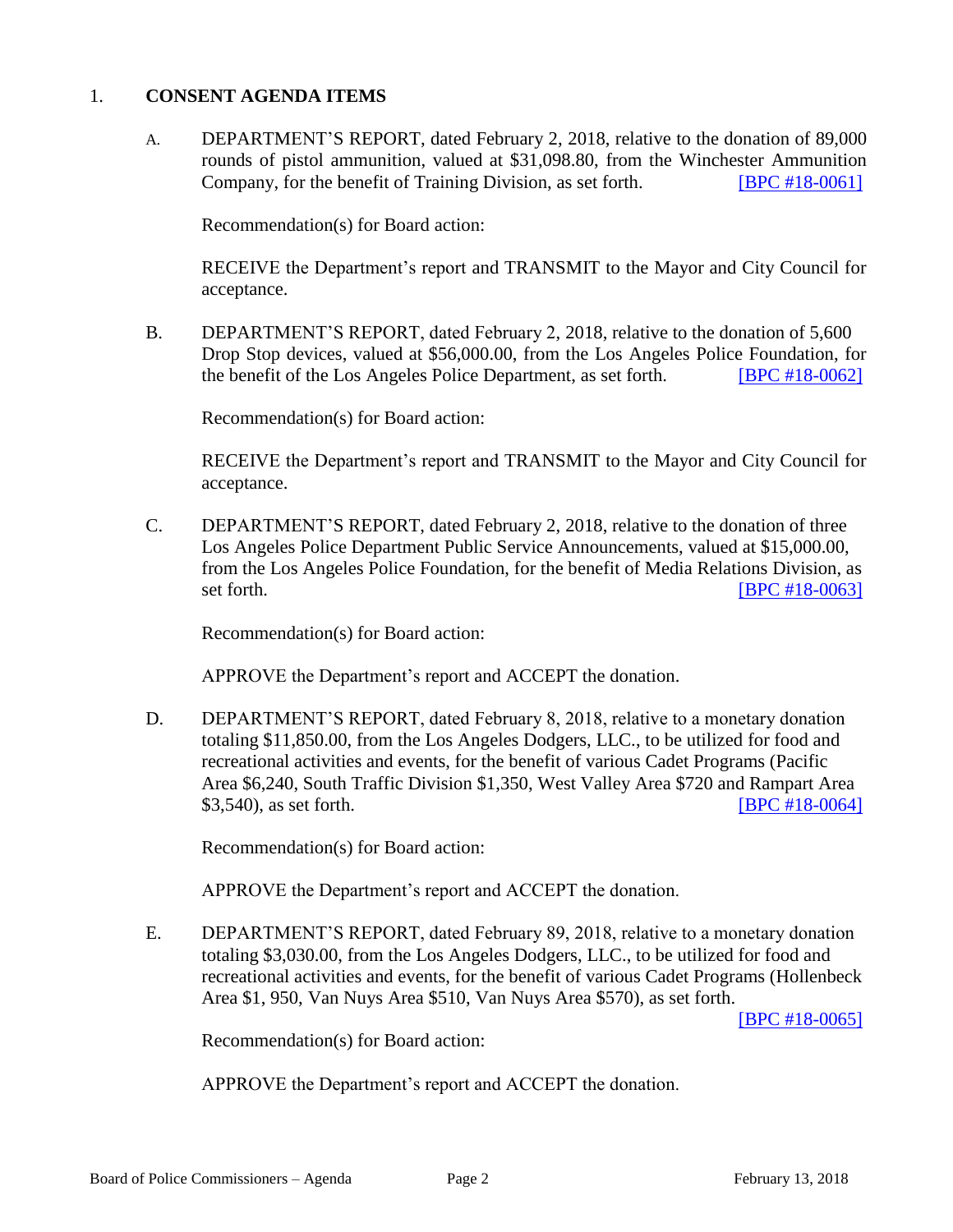1. **CONSENT AGENDA ITEMS**

A. DEPARTMENT'S REPORT, dated February 2, 2018, relative to the donation of 89,000 rounds of pistol ammunition, valued at $31,098.80, from the Winchester Ammunition Company, for the benefit of Training Division, as set forth. [BPC #18-0061]

Recommendation(s) for Board action:

RECEIVE the Department's report and TRANSMIT to the Mayor and City Council for acceptance.

B. DEPARTMENT'S REPORT, dated February 2, 2018, relative to the donation of 5,600 Drop Stop devices, valued at $56,000.00, from the Los Angeles Police Foundation, for the benefit of the Los Angeles Police Department, as set forth. [BPC #18-0062]

Recommendation(s) for Board action:

RECEIVE the Department's report and TRANSMIT to the Mayor and City Council for acceptance.

C. DEPARTMENT'S REPORT, dated February 2, 2018, relative to the donation of three Los Angeles Police Department Public Service Announcements, valued at $15,000.00, from the Los Angeles Police Foundation, for the benefit of Media Relations Division, as set forth. [BPC #18-0063]

Recommendation(s) for Board action:

APPROVE the Department's report and ACCEPT the donation.

D. DEPARTMENT'S REPORT, dated February 8, 2018, relative to a monetary donation totaling $11,850.00, from the Los Angeles Dodgers, LLC., to be utilized for food and recreational activities and events, for the benefit of various Cadet Programs (Pacific Area $6,240, South Traffic Division $1,350, West Valley Area $720 and Rampart Area $3,540), as set forth. [BPC #18-0064]

Recommendation(s) for Board action:

APPROVE the Department's report and ACCEPT the donation.

E. DEPARTMENT'S REPORT, dated February 89, 2018, relative to a monetary donation totaling $3,030.00, from the Los Angeles Dodgers, LLC., to be utilized for food and recreational activities and events, for the benefit of various Cadet Programs (Hollenbeck Area $1, 950, Van Nuys Area $510, Van Nuys Area $570), as set forth. [BPC #18-0065]

Recommendation(s) for Board action:

APPROVE the Department's report and ACCEPT the donation.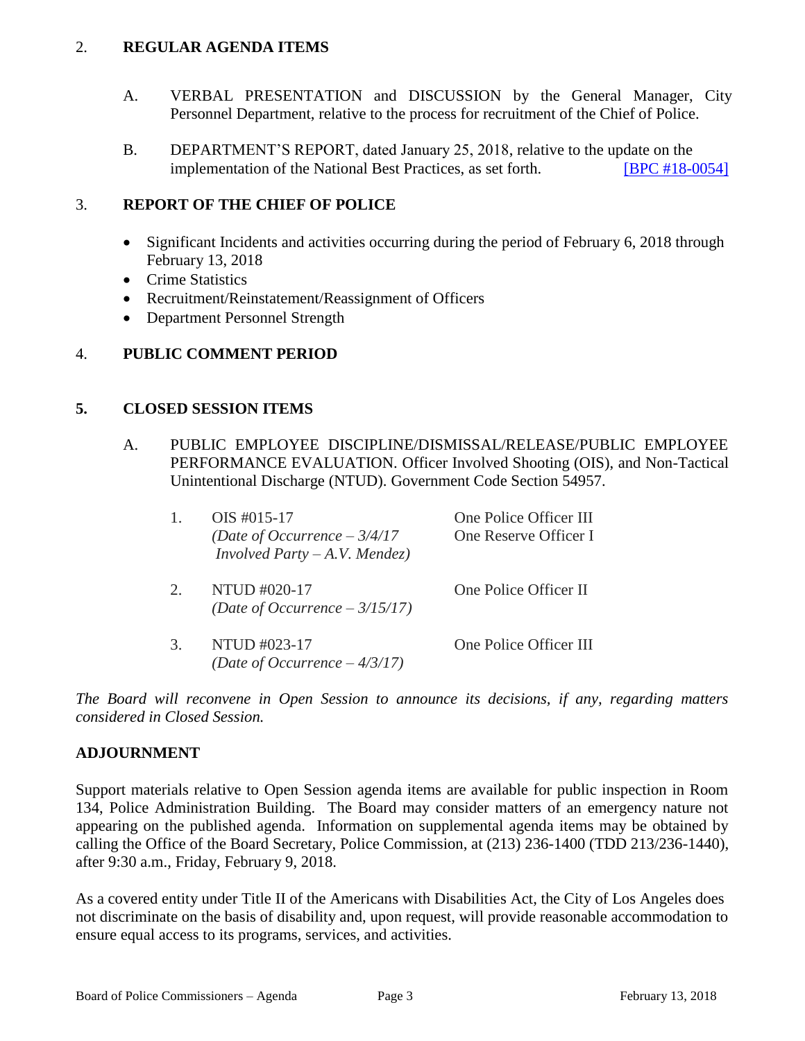## 2. REGULAR AGENDA ITEMS

A. VERBAL PRESENTATION and DISCUSSION by the General Manager, City Personnel Department, relative to the process for recruitment of the Chief of Police.

B. DEPARTMENT'S REPORT, dated January 25, 2018, relative to the update on the implementation of the National Best Practices, as set forth. [BPC #18-0054]

## 3. REPORT OF THE CHIEF OF POLICE

- Significant Incidents and activities occurring during the period of February 6, 2018 through February 13, 2018
- Crime Statistics
- Recruitment/Reinstatement/Reassignment of Officers
- Department Personnel Strength

## 4. PUBLIC COMMENT PERIOD

## 5. CLOSED SESSION ITEMS

A. PUBLIC EMPLOYEE DISCIPLINE/DISMISSAL/RELEASE/PUBLIC EMPLOYEE PERFORMANCE EVALUATION. Officer Involved Shooting (OIS), and Non-Tactical Unintentional Discharge (NTUD). Government Code Section 54957.

| | | |
|---|---|---|
| 1. | OIS #015-17<br>*(Date of Occurrence – 3/4/17*<br>*Involved Party – A.V. Mendez)* | One Police Officer III<br>One Reserve Officer I |
| 2. | NTUD #020-17<br>*(Date of Occurrence – 3/15/17)* | One Police Officer II |
| 3. | NTUD #023-17<br>*(Date of Occurrence – 4/3/17)* | One Police Officer III |

*The Board will reconvene in Open Session to announce its decisions, if any, regarding matters considered in Closed Session.*

## ADJOURNMENT

Support materials relative to Open Session agenda items are available for public inspection in Room 134, Police Administration Building. The Board may consider matters of an emergency nature not appearing on the published agenda. Information on supplemental agenda items may be obtained by calling the Office of the Board Secretary, Police Commission, at (213) 236-1400 (TDD 213/236-1440), after 9:30 a.m., Friday, February 9, 2018.

As a covered entity under Title II of the Americans with Disabilities Act, the City of Los Angeles does not discriminate on the basis of disability and, upon request, will provide reasonable accommodation to ensure equal access to its programs, services, and activities.